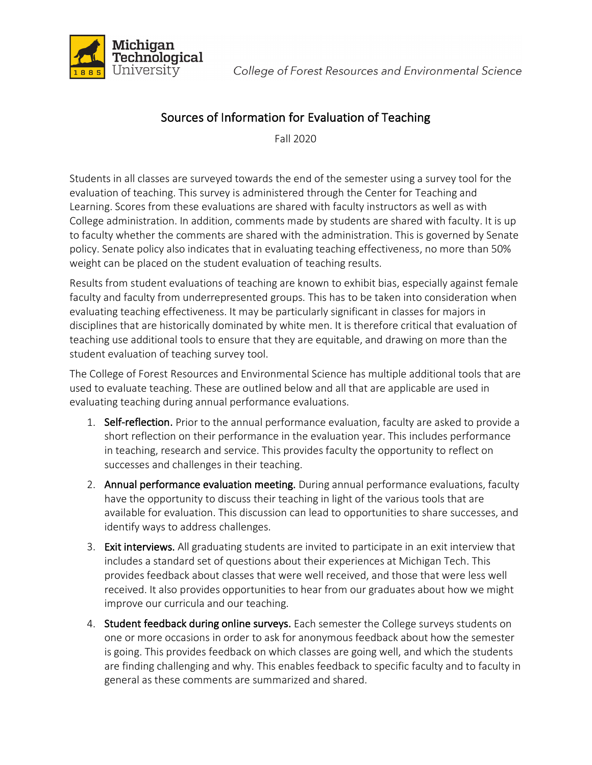Michigan Technological University

*College of Forest Resources and Environmental Science*

# Sources of Information for Evaluation of Teaching

Fall 2020

Students in all classes are surveyed towards the end of the semester using a survey tool for the evaluation of teaching. This survey is administered through the Center for Teaching and Learning. Scores from these evaluations are shared with faculty instructors as well as with College administration. In addition, comments made by students are shared with faculty. It is up to faculty whether the comments are shared with the administration. This is governed by Senate policy. Senate policy also indicates that in evaluating teaching effectiveness, no more than 50% weight can be placed on the student evaluation of teaching results.

Results from student evaluations of teaching are known to exhibit bias, especially against female faculty and faculty from underrepresented groups. This has to be taken into consideration when evaluating teaching effectiveness. It may be particularly significant in classes for majors in disciplines that are historically dominated by white men. It is therefore critical that evaluation of teaching use additional tools to ensure that they are equitable, and drawing on more than the student evaluation of teaching survey tool.

The College of Forest Resources and Environmental Science has multiple additional tools that are used to evaluate teaching. These are outlined below and all that are applicable are used in evaluating teaching during annual performance evaluations.

1. **Self-reflection.** Prior to the annual performance evaluation, faculty are asked to provide a short reflection on their performance in the evaluation year. This includes performance in teaching, research and service. This provides faculty the opportunity to reflect on successes and challenges in their teaching.
2. **Annual performance evaluation meeting.** During annual performance evaluations, faculty have the opportunity to discuss their teaching in light of the various tools that are available for evaluation. This discussion can lead to opportunities to share successes, and identify ways to address challenges.
3. **Exit interviews.** All graduating students are invited to participate in an exit interview that includes a standard set of questions about their experiences at Michigan Tech. This provides feedback about classes that were well received, and those that were less well received. It also provides opportunities to hear from our graduates about how we might improve our curricula and our teaching.
4. **Student feedback during online surveys.** Each semester the College surveys students on one or more occasions in order to ask for anonymous feedback about how the semester is going. This provides feedback on which classes are going well, and which the students are finding challenging and why. This enables feedback to specific faculty and to faculty in general as these comments are summarized and shared.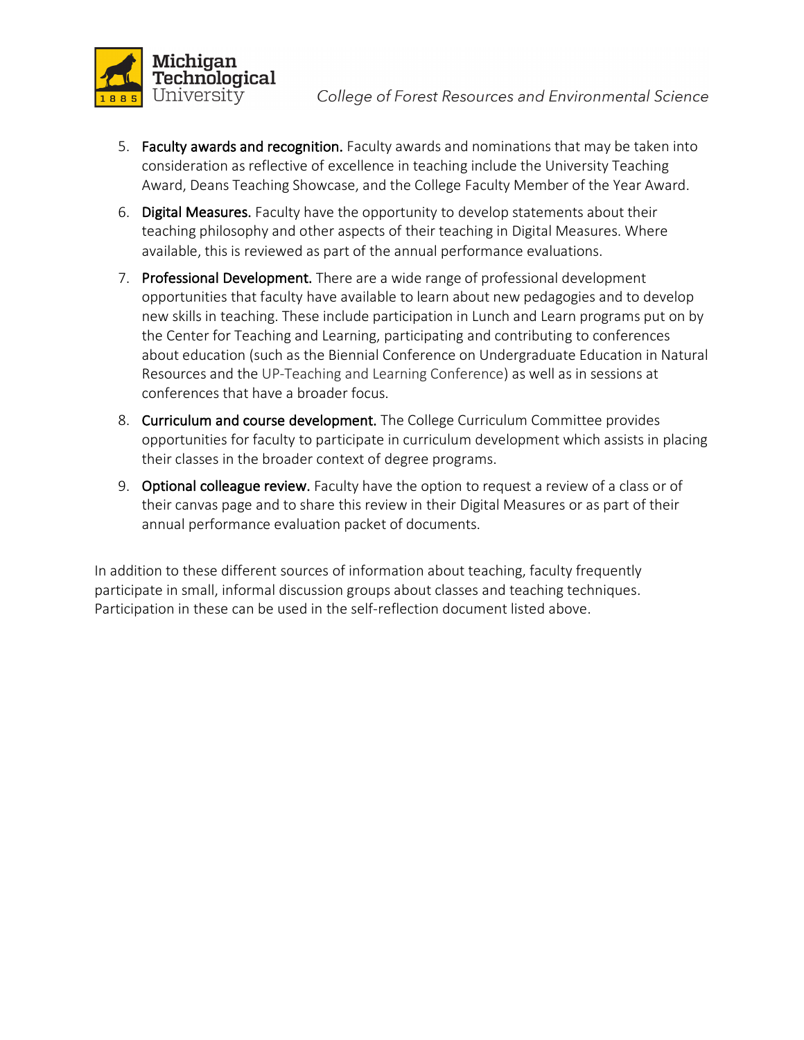5. **Faculty awards and recognition.** Faculty awards and nominations that may be taken into consideration as reflective of excellence in teaching include the University Teaching Award, Deans Teaching Showcase, and the College Faculty Member of the Year Award.
6. **Digital Measures.** Faculty have the opportunity to develop statements about their teaching philosophy and other aspects of their teaching in Digital Measures. Where available, this is reviewed as part of the annual performance evaluations.
7. **Professional Development.** There are a wide range of professional development opportunities that faculty have available to learn about new pedagogies and to develop new skills in teaching. These include participation in Lunch and Learn programs put on by the Center for Teaching and Learning, participating and contributing to conferences about education (such as the Biennial Conference on Undergraduate Education in Natural Resources and the UP-Teaching and Learning Conference) as well as in sessions at conferences that have a broader focus.
8. **Curriculum and course development.** The College Curriculum Committee provides opportunities for faculty to participate in curriculum development which assists in placing their classes in the broader context of degree programs.
9. **Optional colleague review.** Faculty have the option to request a review of a class or of their canvas page and to share this review in their Digital Measures or as part of their annual performance evaluation packet of documents.

In addition to these different sources of information about teaching, faculty frequently participate in small, informal discussion groups about classes and teaching techniques. Participation in these can be used in the self-reflection document listed above.